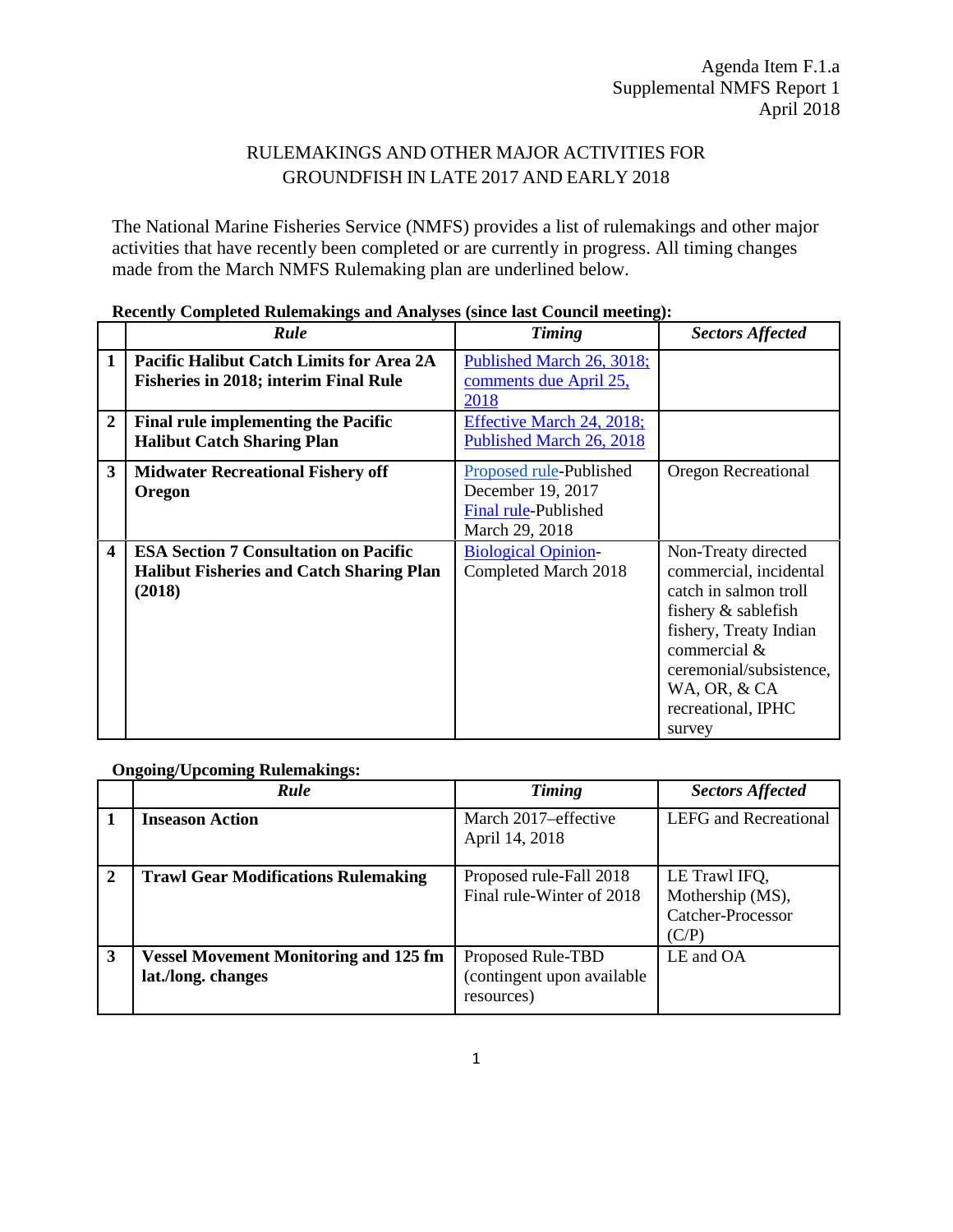Agenda Item F.1.a
Supplemental NMFS Report 1
April 2018

# RULEMAKINGS AND OTHER MAJOR ACTIVITIES FOR GROUNDFISH IN LATE 2017 AND EARLY 2018

The National Marine Fisheries Service (NMFS) provides a list of rulemakings and other major activities that have recently been completed or are currently in progress. All timing changes made from the March NMFS Rulemaking plan are underlined below.

**Recently Completed Rulemakings and Analyses (since last Council meeting):**

| | *Rule* | *Timing* | *Sectors Affected* |
|---|---|---|---|
| **1** | **Pacific Halibut Catch Limits for Area 2A Fisheries in 2018; interim Final Rule** | Published March 26, 3018; comments due April 25, 2018 | |
| **2** | **Final rule implementing the Pacific Halibut Catch Sharing Plan** | Effective March 24, 2018; Published March 26, 2018 | |
| **3** | **Midwater Recreational Fishery off Oregon** | Proposed rule-Published December 19, 2017 Final rule-Published March 29, 2018 | Oregon Recreational |
| **4** | **ESA Section 7 Consultation on Pacific Halibut Fisheries and Catch Sharing Plan (2018)** | Biological Opinion-Completed March 2018 | Non-Treaty directed commercial, incidental catch in salmon troll fishery & sablefish fishery, Treaty Indian commercial & ceremonial/subsistence, WA, OR, & CA recreational, IPHC survey |

**Ongoing/Upcoming Rulemakings:**

| | *Rule* | *Timing* | *Sectors Affected* |
|---|---|---|---|
| **1** | **Inseason Action** | March 2017–effective April 14, 2018 | LEFG and Recreational |
| **2** | **Trawl Gear Modifications Rulemaking** | Proposed rule-Fall 2018 Final rule-Winter of 2018 | LE Trawl IFQ, Mothership (MS), Catcher-Processor (C/P) |
| **3** | **Vessel Movement Monitoring and 125 fm lat./long. changes** | Proposed Rule-TBD (contingent upon available resources) | LE and OA |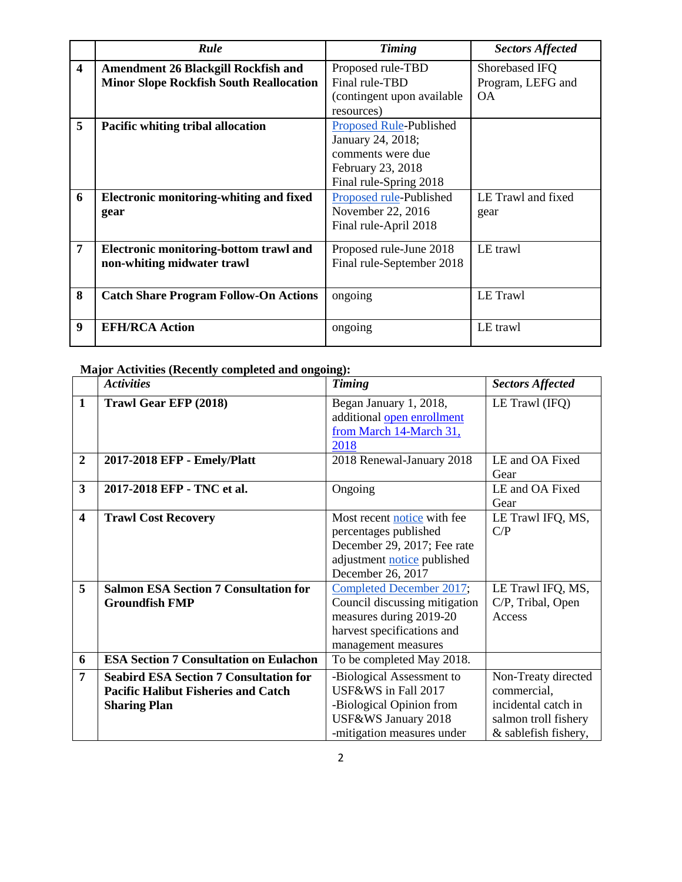| | *Rule* | *Timing* | *Sectors Affected* |
|---|---|---|---|
| **4** | **Amendment 26 Blackgill Rockfish and Minor Slope Rockfish South Reallocation** | Proposed rule-TBD<br>Final rule-TBD<br>(contingent upon available resources) | Shorebased IFQ Program, LEFG and OA |
| **5** | **Pacific whiting tribal allocation** | Proposed Rule-Published January 24, 2018; comments were due February 23, 2018<br>Final rule-Spring 2018 | |
| **6** | **Electronic monitoring-whiting and fixed gear** | Proposed rule-Published November 22, 2016<br>Final rule-April 2018 | LE Trawl and fixed gear |
| **7** | **Electronic monitoring-bottom trawl and non-whiting midwater trawl** | Proposed rule-June 2018<br>Final rule-September 2018 | LE trawl |
| **8** | **Catch Share Program Follow-On Actions** | ongoing | LE Trawl |
| **9** | **EFH/RCA Action** | ongoing | LE trawl |

**Major Activities (Recently completed and ongoing):**

| | *Activities* | *Timing* | *Sectors Affected* |
|---|---|---|---|
| **1** | **Trawl Gear EFP (2018)** | Began January 1, 2018, additional open enrollment from March 14-March 31, 2018 | LE Trawl (IFQ) |
| **2** | **2017-2018 EFP - Emely/Platt** | 2018 Renewal-January 2018 | LE and OA Fixed Gear |
| **3** | **2017-2018 EFP - TNC et al.** | Ongoing | LE and OA Fixed Gear |
| **4** | **Trawl Cost Recovery** | Most recent notice with fee percentages published December 29, 2017; Fee rate adjustment notice published December 26, 2017 | LE Trawl IFQ, MS, C/P |
| **5** | **Salmon ESA Section 7 Consultation for Groundfish FMP** | Completed December 2017; Council discussing mitigation measures during 2019-20 harvest specifications and management measures | LE Trawl IFQ, MS, C/P, Tribal, Open Access |
| **6** | **ESA Section 7 Consultation on Eulachon** | To be completed May 2018. | |
| **7** | **Seabird ESA Section 7 Consultation for Pacific Halibut Fisheries and Catch Sharing Plan** | -Biological Assessment to USF&WS in Fall 2017<br>-Biological Opinion from USF&WS January 2018<br>-mitigation measures under | Non-Treaty directed commercial, incidental catch in salmon troll fishery & sablefish fishery, |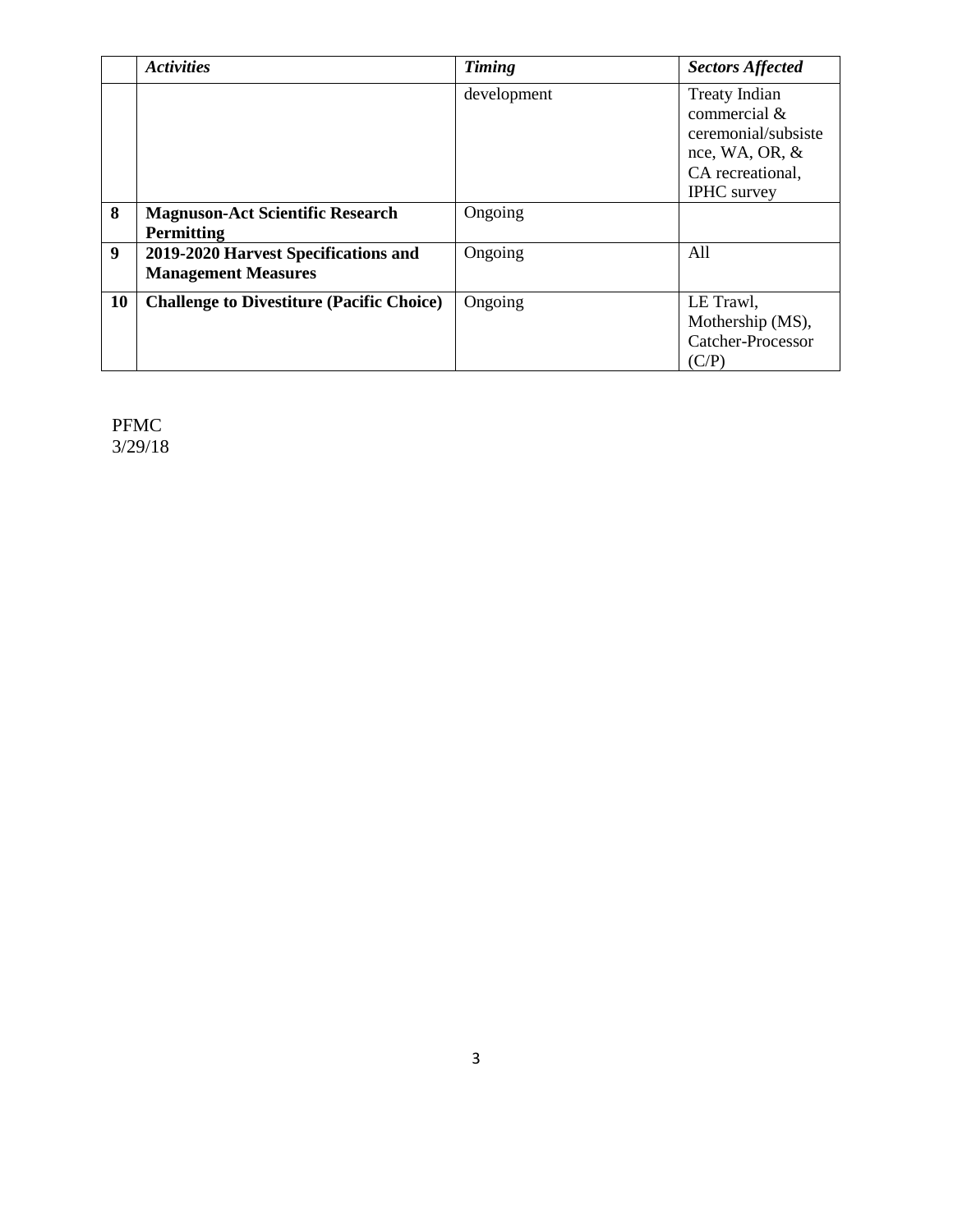| | *Activities* | *Timing* | *Sectors Affected* |
|---|---|---|---|
| | | development | Treaty Indian commercial & ceremonial/subsistence, WA, OR, & CA recreational, IPHC survey |
| **8** | **Magnuson-Act Scientific Research Permitting** | Ongoing | |
| **9** | **2019-2020 Harvest Specifications and Management Measures** | Ongoing | All |
| **10** | **Challenge to Divestiture (Pacific Choice)** | Ongoing | LE Trawl, Mothership (MS), Catcher-Processor (C/P) |

PFMC
3/29/18